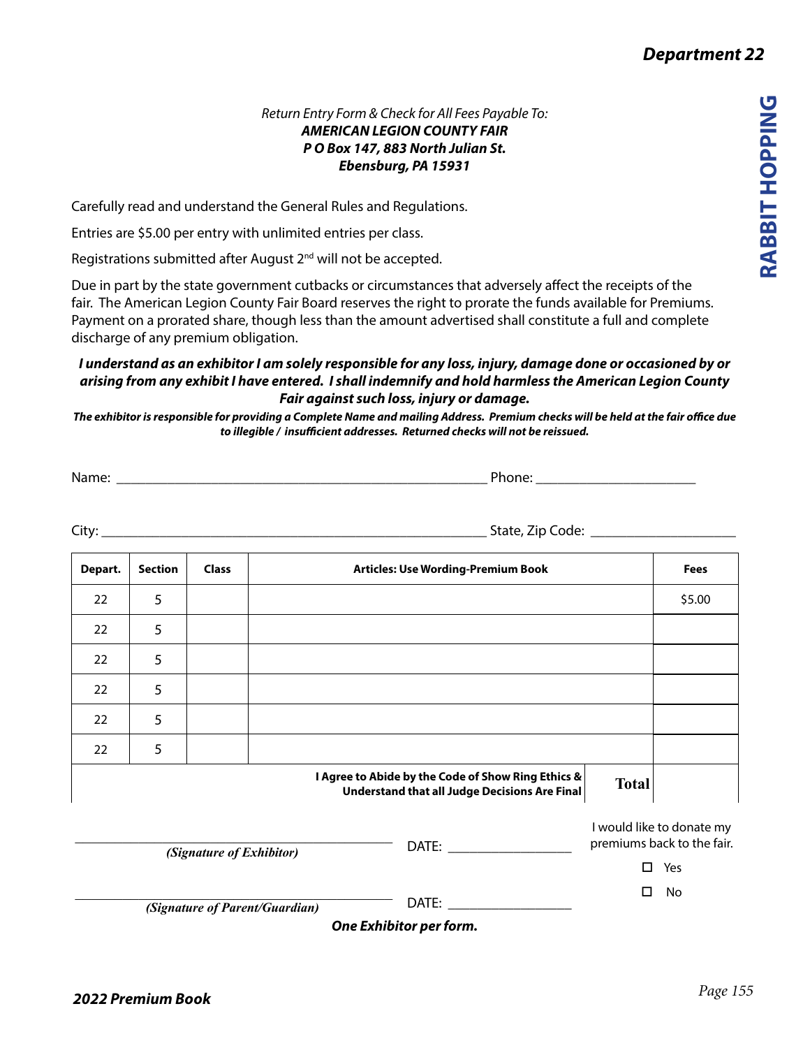# RABBIT HOPPING

*Return Entry Form & Check for All Fees Payable To:*
***AMERICAN LEGION COUNTY FAIR***
***P O Box 147, 883 North Julian St.***
***Ebensburg, PA 15931***

Carefully read and understand the General Rules and Regulations.

Entries are $5.00 per entry with unlimited entries per class.

Registrations submitted after August 2nd will not be accepted.

Due in part by the state government cutbacks or circumstances that adversely affect the receipts of the fair. The American Legion County Fair Board reserves the right to prorate the funds available for Premiums. Payment on a prorated share, though less than the amount advertised shall constitute a full and complete discharge of any premium obligation.

***I understand as an exhibitor I am solely responsible for any loss, injury, damage done or occasioned by or arising from any exhibit I have entered. I shall indemnify and hold harmless the American Legion County Fair against such loss, injury or damage.***

***The exhibitor is responsible for providing a Complete Name and mailing Address. Premium checks will be held at the fair office due to illegible / insufficient addresses. Returned checks will not be reissued.***

Name: ____________________________________________ Phone: ____________________

City: ____________________________________________ State, Zip Code: __________________

| Depart. | Section | Class | Articles: Use Wording-Premium Book | Fees |
|---|---|---|---|---|
| 22 | 5 | | | $5.00 |
| 22 | 5 | | | |
| 22 | 5 | | | |
| 22 | 5 | | | |
| 22 | 5 | | | |
| 22 | 5 | | | |
| | | | **I Agree to Abide by the Code of Show Ring Ethics & Understand that all Judge Decisions Are Final** **Total** | |

______________________________ DATE: ________________
*(Signature of Exhibitor)*

______________________________ DATE: ________________
*(Signature of Parent/Guardian)*

I would like to donate my premiums back to the fair.

☐ Yes

☐ No

***One Exhibitor per form.***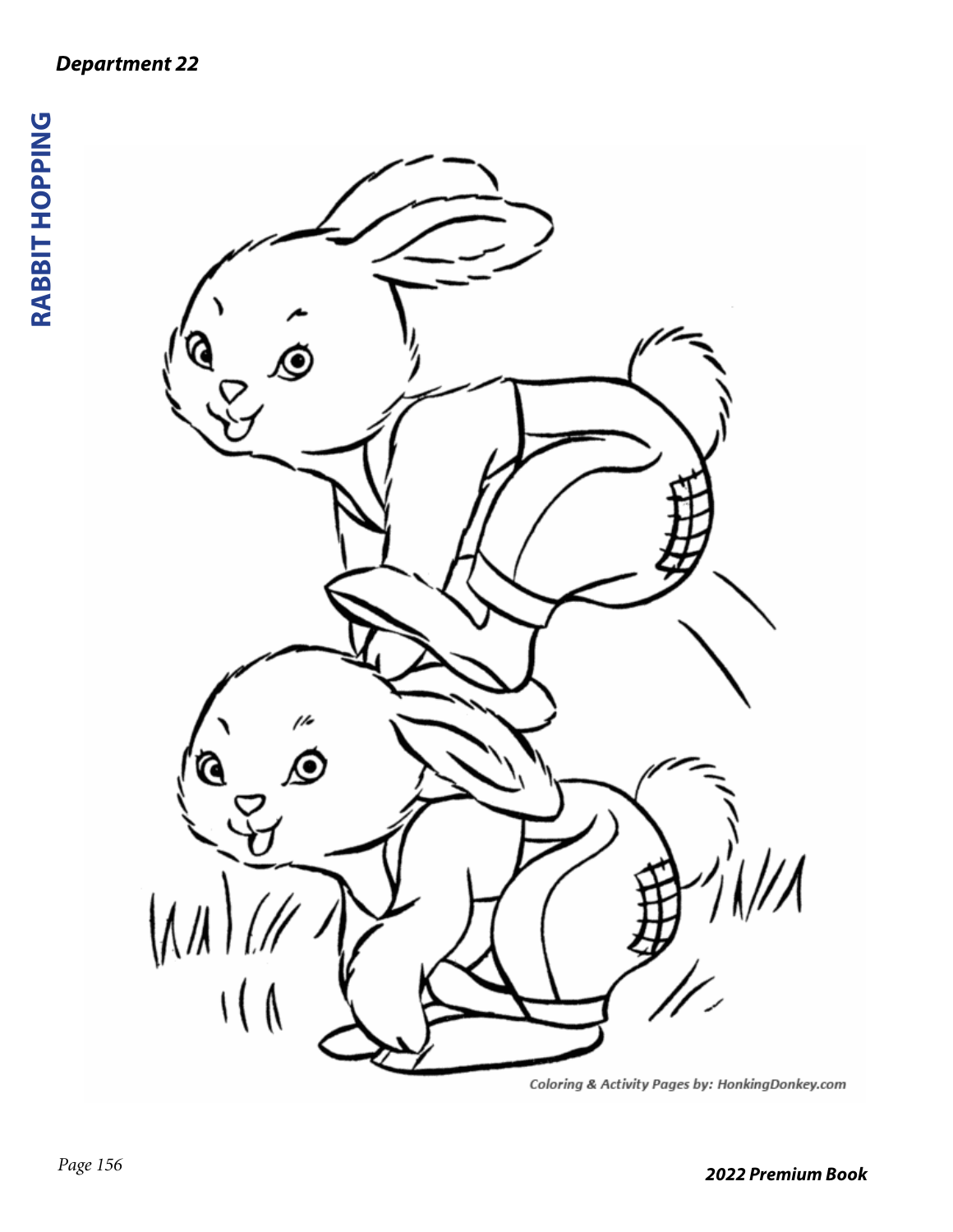*Department 22*

**RABBIT HOPPING**

Coloring & Activity Pages by: HonkingDonkey.com